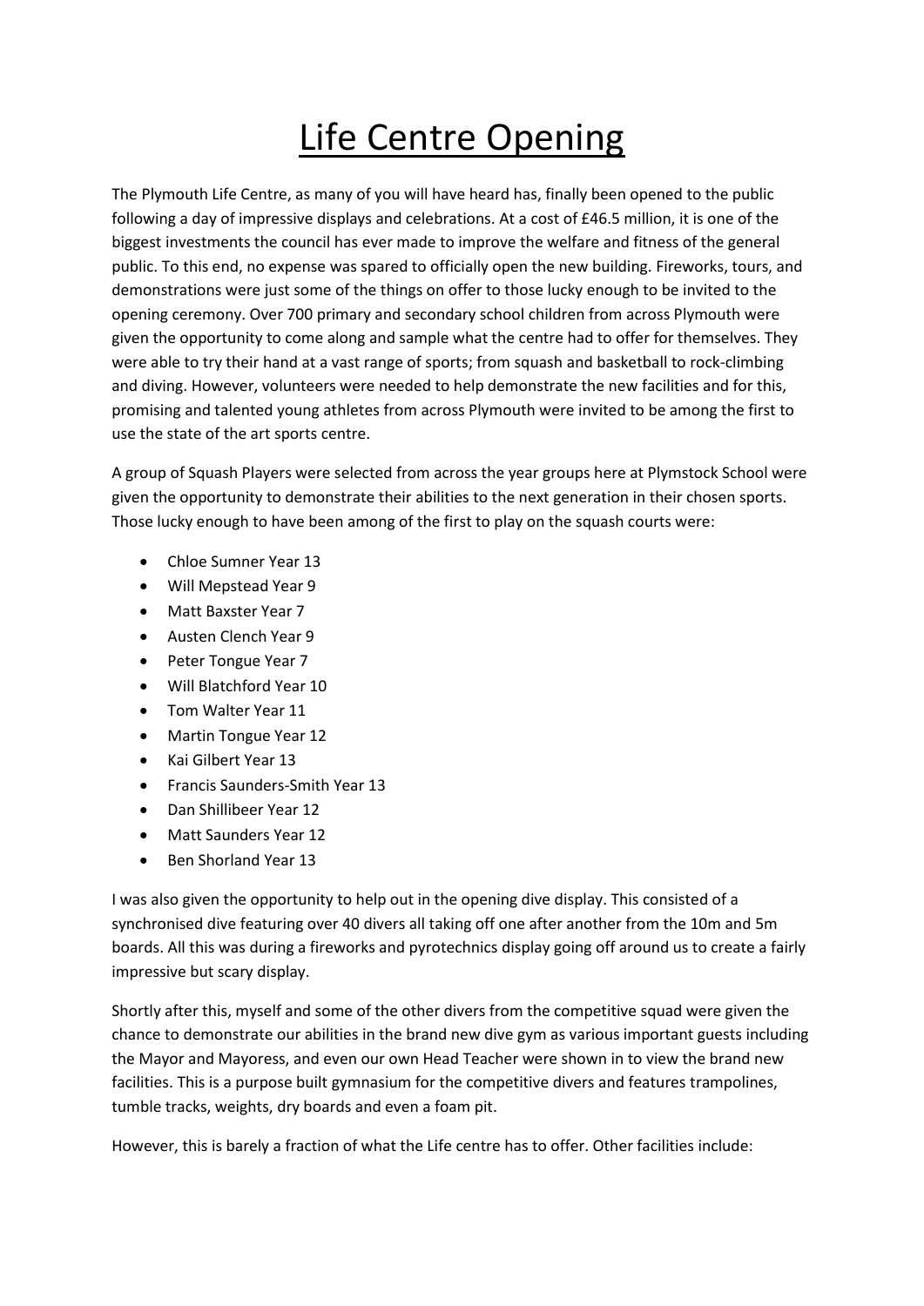# Life Centre Opening

The Plymouth Life Centre, as many of you will have heard has, finally been opened to the public following a day of impressive displays and celebrations. At a cost of £46.5 million, it is one of the biggest investments the council has ever made to improve the welfare and fitness of the general public. To this end, no expense was spared to officially open the new building. Fireworks, tours, and demonstrations were just some of the things on offer to those lucky enough to be invited to the opening ceremony. Over 700 primary and secondary school children from across Plymouth were given the opportunity to come along and sample what the centre had to offer for themselves. They were able to try their hand at a vast range of sports; from squash and basketball to rock-climbing and diving. However, volunteers were needed to help demonstrate the new facilities and for this, promising and talented young athletes from across Plymouth were invited to be among the first to use the state of the art sports centre.

A group of Squash Players were selected from across the year groups here at Plymstock School were given the opportunity to demonstrate their abilities to the next generation in their chosen sports. Those lucky enough to have been among of the first to play on the squash courts were:

- Chloe Sumner Year 13
- Will Mepstead Year 9
- Matt Baxster Year 7
- Austen Clench Year 9
- Peter Tongue Year 7
- Will Blatchford Year 10
- Tom Walter Year 11
- Martin Tongue Year 12
- Kai Gilbert Year 13
- Francis Saunders-Smith Year 13
- Dan Shillibeer Year 12
- Matt Saunders Year 12
- Ben Shorland Year 13

I was also given the opportunity to help out in the opening dive display. This consisted of a synchronised dive featuring over 40 divers all taking off one after another from the 10m and 5m boards. All this was during a fireworks and pyrotechnics display going off around us to create a fairly impressive but scary display.

Shortly after this, myself and some of the other divers from the competitive squad were given the chance to demonstrate our abilities in the brand new dive gym as various important guests including the Mayor and Mayoress, and even our own Head Teacher were shown in to view the brand new facilities. This is a purpose built gymnasium for the competitive divers and features trampolines, tumble tracks, weights, dry boards and even a foam pit.

However, this is barely a fraction of what the Life centre has to offer. Other facilities include: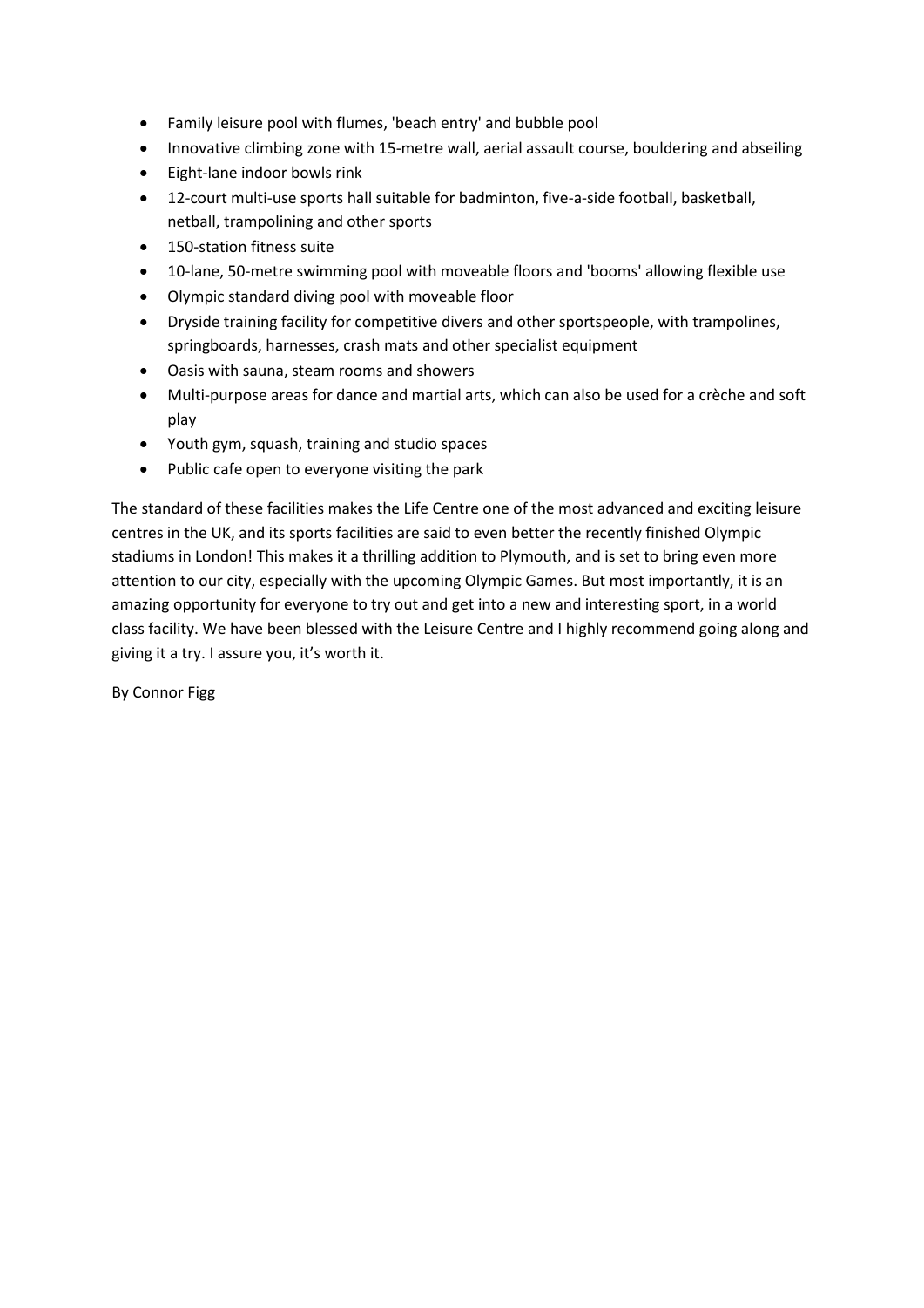- Family leisure pool with flumes, 'beach entry' and bubble pool
- Innovative climbing zone with 15-metre wall, aerial assault course, bouldering and abseiling
- Eight-lane indoor bowls rink
- 12-court multi-use sports hall suitable for badminton, five-a-side football, basketball, netball, trampolining and other sports
- 150-station fitness suite
- 10-lane, 50-metre swimming pool with moveable floors and 'booms' allowing flexible use
- Olympic standard diving pool with moveable floor
- Dryside training facility for competitive divers and other sportspeople, with trampolines, springboards, harnesses, crash mats and other specialist equipment
- Oasis with sauna, steam rooms and showers
- Multi-purpose areas for dance and martial arts, which can also be used for a crèche and soft play
- Youth gym, squash, training and studio spaces
- Public cafe open to everyone visiting the park

The standard of these facilities makes the Life Centre one of the most advanced and exciting leisure centres in the UK, and its sports facilities are said to even better the recently finished Olympic stadiums in London! This makes it a thrilling addition to Plymouth, and is set to bring even more attention to our city, especially with the upcoming Olympic Games. But most importantly, it is an amazing opportunity for everyone to try out and get into a new and interesting sport, in a world class facility. We have been blessed with the Leisure Centre and I highly recommend going along and giving it a try. I assure you, it's worth it.

By Connor Figg